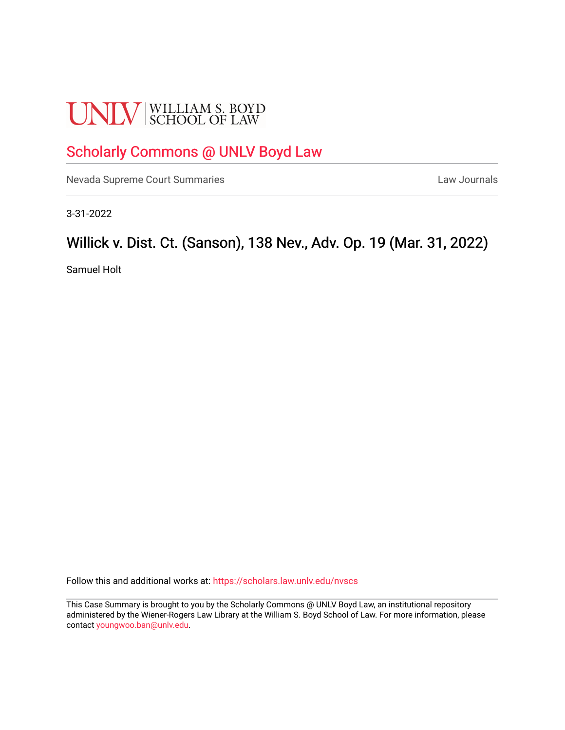UNLV | WILLIAM S. BOYD SCHOOL OF LAW

## Scholarly Commons @ UNLV Boyd Law

Nevada Supreme Court Summaries | Law Journals

3-31-2022

# Willick v. Dist. Ct. (Sanson), 138 Nev., Adv. Op. 19 (Mar. 31, 2022)

Samuel Holt

Follow this and additional works at: https://scholars.law.unlv.edu/nvscs

This Case Summary is brought to you by the Scholarly Commons @ UNLV Boyd Law, an institutional repository administered by the Wiener-Rogers Law Library at the William S. Boyd School of Law. For more information, please contact youngwoo.ban@unlv.edu.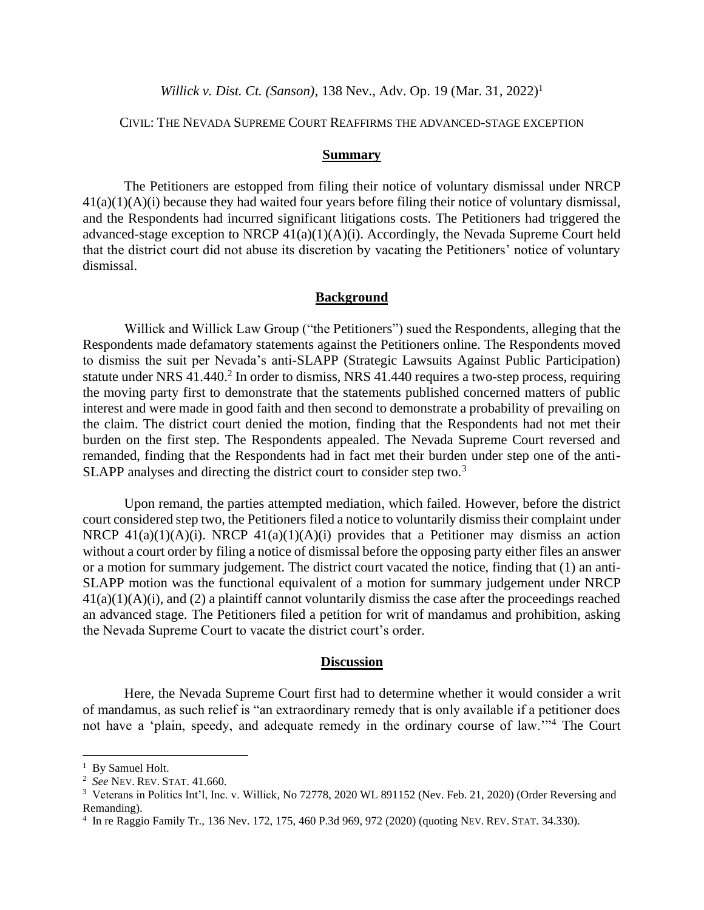*Willick v. Dist. Ct. (Sanson)*, 138 Nev., Adv. Op. 19 (Mar. 31, 2022)[1]

CIVIL: THE NEVADA SUPREME COURT REAFFIRMS THE ADVANCED-STAGE EXCEPTION

## Summary

The Petitioners are estopped from filing their notice of voluntary dismissal under NRCP 41(a)(1)(A)(i) because they had waited four years before filing their notice of voluntary dismissal, and the Respondents had incurred significant litigations costs. The Petitioners had triggered the advanced-stage exception to NRCP 41(a)(1)(A)(i). Accordingly, the Nevada Supreme Court held that the district court did not abuse its discretion by vacating the Petitioners' notice of voluntary dismissal.

## Background

Willick and Willick Law Group ("the Petitioners") sued the Respondents, alleging that the Respondents made defamatory statements against the Petitioners online. The Respondents moved to dismiss the suit per Nevada's anti-SLAPP (Strategic Lawsuits Against Public Participation) statute under NRS 41.440.[2] In order to dismiss, NRS 41.440 requires a two-step process, requiring the moving party first to demonstrate that the statements published concerned matters of public interest and were made in good faith and then second to demonstrate a probability of prevailing on the claim. The district court denied the motion, finding that the Respondents had not met their burden on the first step. The Respondents appealed. The Nevada Supreme Court reversed and remanded, finding that the Respondents had in fact met their burden under step one of the anti-SLAPP analyses and directing the district court to consider step two.[3]

Upon remand, the parties attempted mediation, which failed. However, before the district court considered step two, the Petitioners filed a notice to voluntarily dismiss their complaint under NRCP 41(a)(1)(A)(i). NRCP 41(a)(1)(A)(i) provides that a Petitioner may dismiss an action without a court order by filing a notice of dismissal before the opposing party either files an answer or a motion for summary judgement. The district court vacated the notice, finding that (1) an anti-SLAPP motion was the functional equivalent of a motion for summary judgement under NRCP 41(a)(1)(A)(i), and (2) a plaintiff cannot voluntarily dismiss the case after the proceedings reached an advanced stage. The Petitioners filed a petition for writ of mandamus and prohibition, asking the Nevada Supreme Court to vacate the district court's order.

## Discussion

Here, the Nevada Supreme Court first had to determine whether it would consider a writ of mandamus, as such relief is "an extraordinary remedy that is only available if a petitioner does not have a 'plain, speedy, and adequate remedy in the ordinary course of law.'"[4] The Court

---

[1] By Samuel Holt.

[2] *See* NEV. REV. STAT. 41.660.

[3] Veterans in Politics Int'l, Inc. v. Willick, No 72778, 2020 WL 891152 (Nev. Feb. 21, 2020) (Order Reversing and Remanding).

[4] In re Raggio Family Tr., 136 Nev. 172, 175, 460 P.3d 969, 972 (2020) (quoting NEV. REV. STAT. 34.330).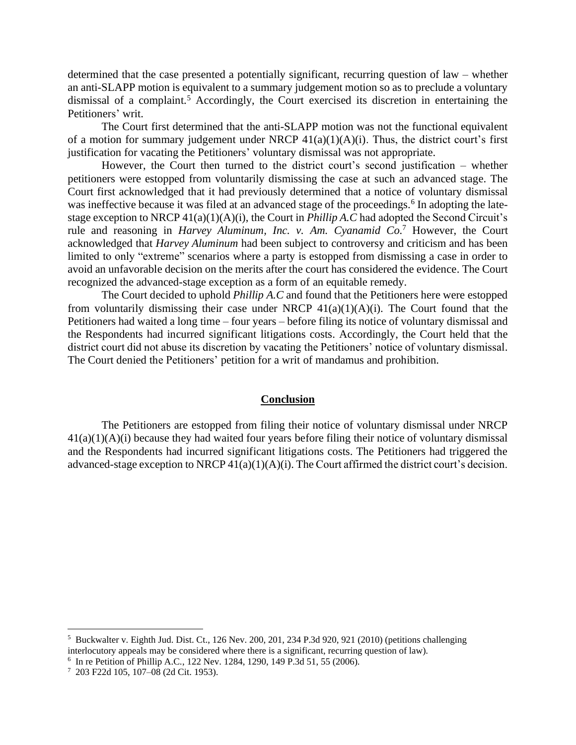determined that the case presented a potentially significant, recurring question of law – whether an anti-SLAPP motion is equivalent to a summary judgement motion so as to preclude a voluntary dismissal of a complaint.[5] Accordingly, the Court exercised its discretion in entertaining the Petitioners' writ.

The Court first determined that the anti-SLAPP motion was not the functional equivalent of a motion for summary judgement under NRCP 41(a)(1)(A)(i). Thus, the district court's first justification for vacating the Petitioners' voluntary dismissal was not appropriate.

However, the Court then turned to the district court's second justification – whether petitioners were estopped from voluntarily dismissing the case at such an advanced stage. The Court first acknowledged that it had previously determined that a notice of voluntary dismissal was ineffective because it was filed at an advanced stage of the proceedings.[6] In adopting the late-stage exception to NRCP 41(a)(1)(A)(i), the Court in *Phillip A.C* had adopted the Second Circuit's rule and reasoning in *Harvey Aluminum, Inc. v. Am. Cyanamid Co.*[7] However, the Court acknowledged that *Harvey Aluminum* had been subject to controversy and criticism and has been limited to only "extreme" scenarios where a party is estopped from dismissing a case in order to avoid an unfavorable decision on the merits after the court has considered the evidence. The Court recognized the advanced-stage exception as a form of an equitable remedy.

The Court decided to uphold *Phillip A.C* and found that the Petitioners here were estopped from voluntarily dismissing their case under NRCP 41(a)(1)(A)(i). The Court found that the Petitioners had waited a long time – four years – before filing its notice of voluntary dismissal and the Respondents had incurred significant litigations costs. Accordingly, the Court held that the district court did not abuse its discretion by vacating the Petitioners' notice of voluntary dismissal. The Court denied the Petitioners' petition for a writ of mandamus and prohibition.

## Conclusion

The Petitioners are estopped from filing their notice of voluntary dismissal under NRCP 41(a)(1)(A)(i) because they had waited four years before filing their notice of voluntary dismissal and the Respondents had incurred significant litigations costs. The Petitioners had triggered the advanced-stage exception to NRCP 41(a)(1)(A)(i). The Court affirmed the district court's decision.

---

[5] Buckwalter v. Eighth Jud. Dist. Ct., 126 Nev. 200, 201, 234 P.3d 920, 921 (2010) (petitions challenging interlocutory appeals may be considered where there is a significant, recurring question of law).

[6] In re Petition of Phillip A.C., 122 Nev. 1284, 1290, 149 P.3d 51, 55 (2006).

[7] 203 F22d 105, 107–08 (2d Cit. 1953).